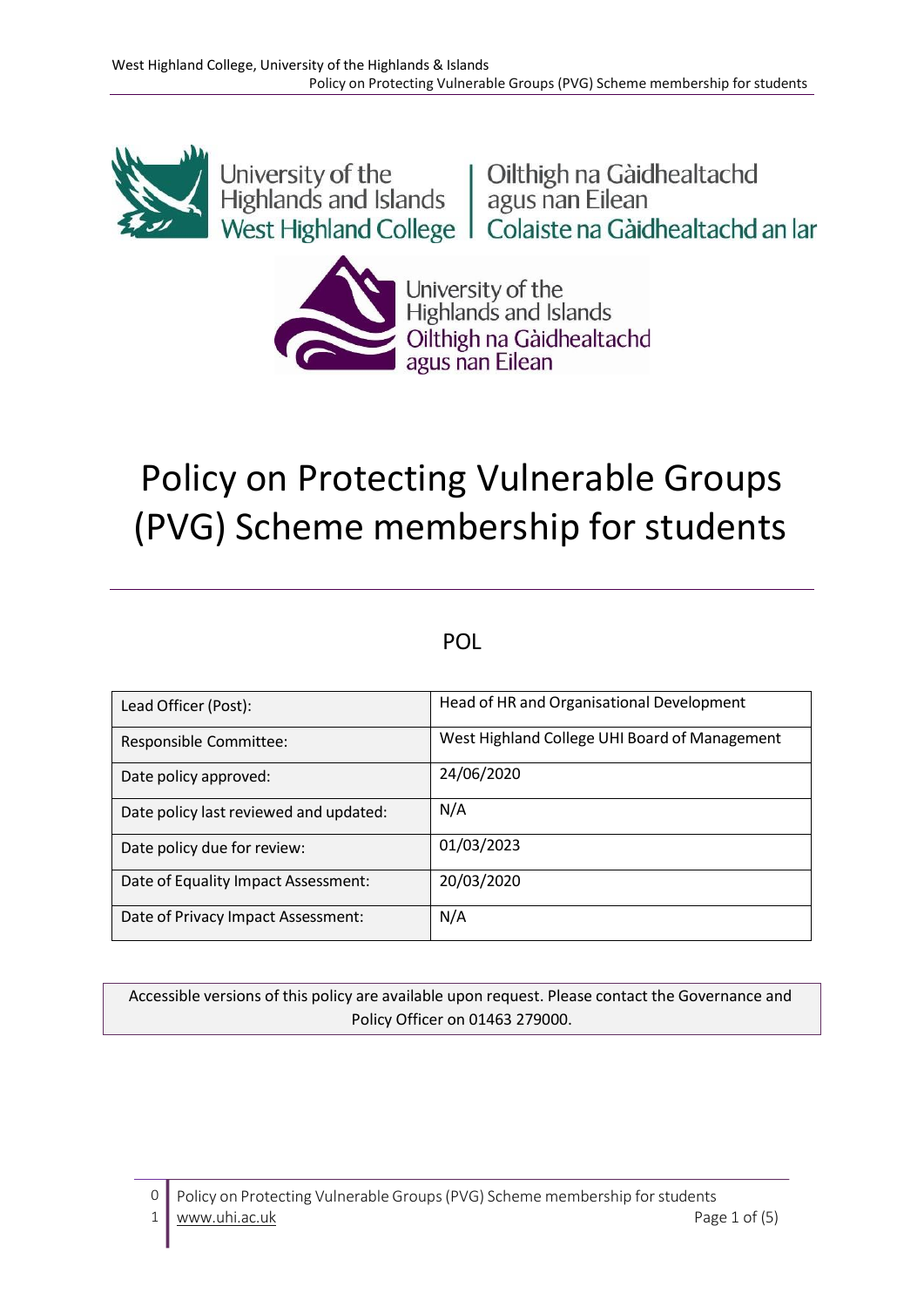University of the Highlands and Islands West Highland College | Oilthigh na Gàidhealtachd agus nan Eilean Colaiste na Gàidhealtachd an Iar

University of the Highlands and Islands Oilthigh na Gàidhealtachd agus nan Eilean

# Policy on Protecting Vulnerable Groups (PVG) Scheme membership for students

POL

| Lead Officer (Post): | Head of HR and Organisational Development |
|---|---|
| Responsible Committee: | West Highland College UHI Board of Management |
| Date policy approved: | 24/06/2020 |
| Date policy last reviewed and updated: | N/A |
| Date policy due for review: | 01/03/2023 |
| Date of Equality Impact Assessment: | 20/03/2020 |
| Date of Privacy Impact Assessment: | N/A |

Accessible versions of this policy are available upon request. Please contact the Governance and Policy Officer on 01463 279000.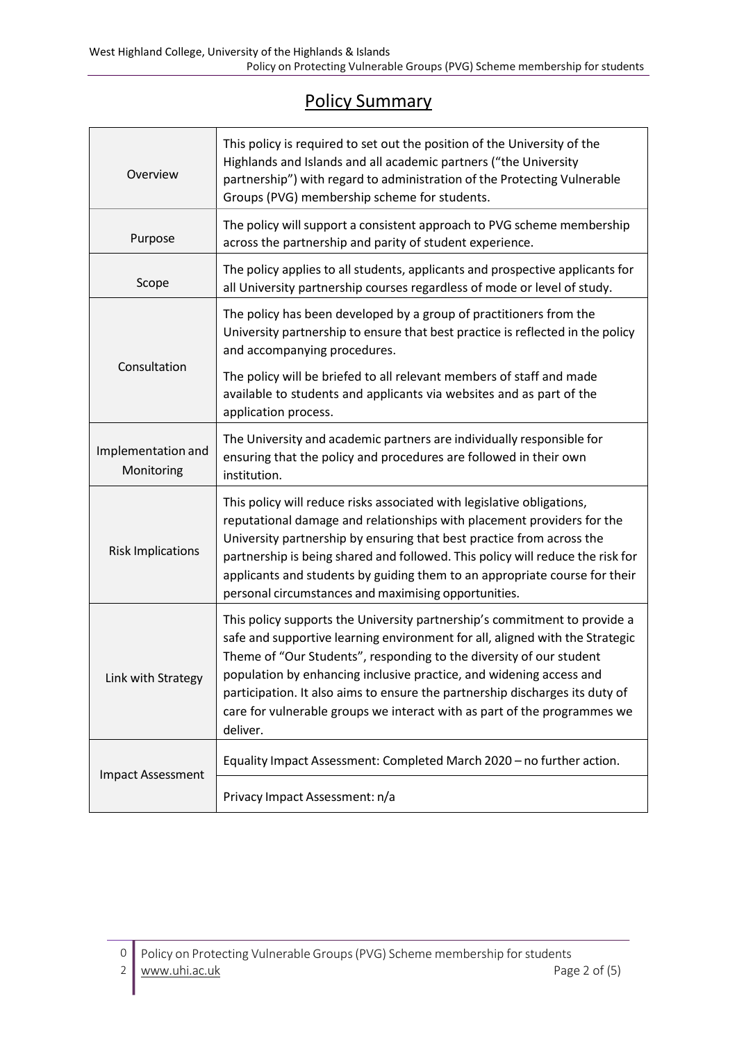# Policy Summary

| | |
|---|---|
| Overview | This policy is required to set out the position of the University of the Highlands and Islands and all academic partners ("the University partnership") with regard to administration of the Protecting Vulnerable Groups (PVG) membership scheme for students. |
| Purpose | The policy will support a consistent approach to PVG scheme membership across the partnership and parity of student experience. |
| Scope | The policy applies to all students, applicants and prospective applicants for all University partnership courses regardless of mode or level of study. |
| Consultation | The policy has been developed by a group of practitioners from the University partnership to ensure that best practice is reflected in the policy and accompanying procedures.<br><br>The policy will be briefed to all relevant members of staff and made available to students and applicants via websites and as part of the application process. |
| Implementation and Monitoring | The University and academic partners are individually responsible for ensuring that the policy and procedures are followed in their own institution. |
| Risk Implications | This policy will reduce risks associated with legislative obligations, reputational damage and relationships with placement providers for the University partnership by ensuring that best practice from across the partnership is being shared and followed. This policy will reduce the risk for applicants and students by guiding them to an appropriate course for their personal circumstances and maximising opportunities. |
| Link with Strategy | This policy supports the University partnership's commitment to provide a safe and supportive learning environment for all, aligned with the Strategic Theme of "Our Students", responding to the diversity of our student population by enhancing inclusive practice, and widening access and participation. It also aims to ensure the partnership discharges its duty of care for vulnerable groups we interact with as part of the programmes we deliver. |
| Impact Assessment | Equality Impact Assessment: Completed March 2020 – no further action. |
| | Privacy Impact Assessment: n/a |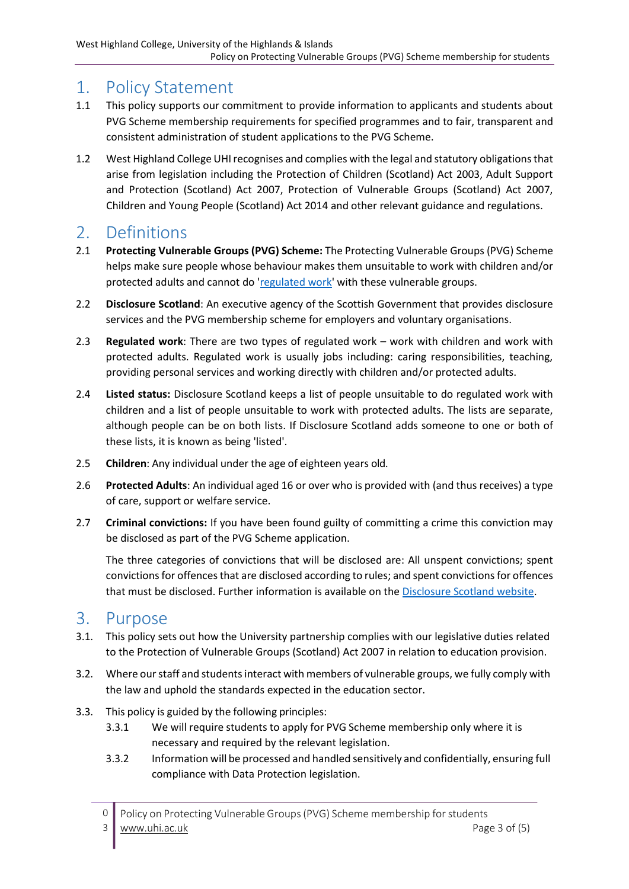# 1. Policy Statement

1.1 This policy supports our commitment to provide information to applicants and students about PVG Scheme membership requirements for specified programmes and to fair, transparent and consistent administration of student applications to the PVG Scheme.

1.2 West Highland College UHI recognises and complies with the legal and statutory obligations that arise from legislation including the Protection of Children (Scotland) Act 2003, Adult Support and Protection (Scotland) Act 2007, Protection of Vulnerable Groups (Scotland) Act 2007, Children and Young People (Scotland) Act 2014 and other relevant guidance and regulations.

# 2. Definitions

2.1 **Protecting Vulnerable Groups (PVG) Scheme:** The Protecting Vulnerable Groups (PVG) Scheme helps make sure people whose behaviour makes them unsuitable to work with children and/or protected adults and cannot do 'regulated work' with these vulnerable groups.

2.2 **Disclosure Scotland**: An executive agency of the Scottish Government that provides disclosure services and the PVG membership scheme for employers and voluntary organisations.

2.3 **Regulated work**: There are two types of regulated work – work with children and work with protected adults. Regulated work is usually jobs including: caring responsibilities, teaching, providing personal services and working directly with children and/or protected adults.

2.4 **Listed status:** Disclosure Scotland keeps a list of people unsuitable to do regulated work with children and a list of people unsuitable to work with protected adults. The lists are separate, although people can be on both lists. If Disclosure Scotland adds someone to one or both of these lists, it is known as being 'listed'.

2.5 **Children**: Any individual under the age of eighteen years old.

2.6 **Protected Adults**: An individual aged 16 or over who is provided with (and thus receives) a type of care, support or welfare service.

2.7 **Criminal convictions:** If you have been found guilty of committing a crime this conviction may be disclosed as part of the PVG Scheme application.

The three categories of convictions that will be disclosed are: All unspent convictions; spent convictions for offences that are disclosed according to rules; and spent convictions for offences that must be disclosed. Further information is available on the Disclosure Scotland website.

# 3. Purpose

3.1. This policy sets out how the University partnership complies with our legislative duties related to the Protection of Vulnerable Groups (Scotland) Act 2007 in relation to education provision.

3.2. Where our staff and students interact with members of vulnerable groups, we fully comply with the law and uphold the standards expected in the education sector.

3.3. This policy is guided by the following principles:

3.3.1 We will require students to apply for PVG Scheme membership only where it is necessary and required by the relevant legislation.

3.3.2 Information will be processed and handled sensitively and confidentially, ensuring full compliance with Data Protection legislation.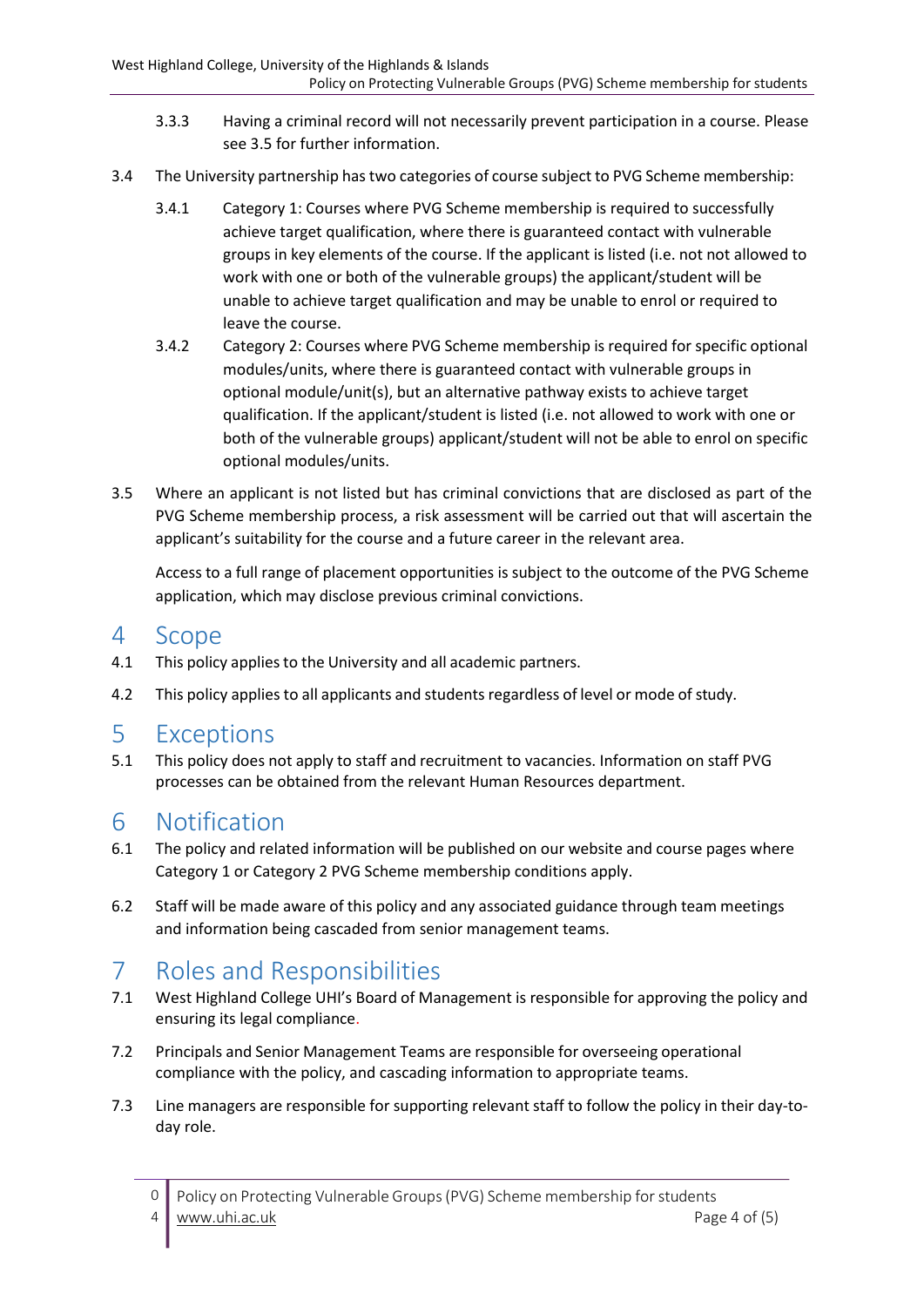3.3.3 Having a criminal record will not necessarily prevent participation in a course. Please see 3.5 for further information.

3.4 The University partnership has two categories of course subject to PVG Scheme membership:

3.4.1 Category 1: Courses where PVG Scheme membership is required to successfully achieve target qualification, where there is guaranteed contact with vulnerable groups in key elements of the course. If the applicant is listed (i.e. not not allowed to work with one or both of the vulnerable groups) the applicant/student will be unable to achieve target qualification and may be unable to enrol or required to leave the course.

3.4.2 Category 2: Courses where PVG Scheme membership is required for specific optional modules/units, where there is guaranteed contact with vulnerable groups in optional module/unit(s), but an alternative pathway exists to achieve target qualification. If the applicant/student is listed (i.e. not allowed to work with one or both of the vulnerable groups) applicant/student will not be able to enrol on specific optional modules/units.

3.5 Where an applicant is not listed but has criminal convictions that are disclosed as part of the PVG Scheme membership process, a risk assessment will be carried out that will ascertain the applicant's suitability for the course and a future career in the relevant area.

Access to a full range of placement opportunities is subject to the outcome of the PVG Scheme application, which may disclose previous criminal convictions.

# 4 Scope

4.1 This policy applies to the University and all academic partners.

4.2 This policy applies to all applicants and students regardless of level or mode of study.

# 5 Exceptions

5.1 This policy does not apply to staff and recruitment to vacancies. Information on staff PVG processes can be obtained from the relevant Human Resources department.

# 6 Notification

6.1 The policy and related information will be published on our website and course pages where Category 1 or Category 2 PVG Scheme membership conditions apply.

6.2 Staff will be made aware of this policy and any associated guidance through team meetings and information being cascaded from senior management teams.

# 7 Roles and Responsibilities

7.1 West Highland College UHI's Board of Management is responsible for approving the policy and ensuring its legal compliance.

7.2 Principals and Senior Management Teams are responsible for overseeing operational compliance with the policy, and cascading information to appropriate teams.

7.3 Line managers are responsible for supporting relevant staff to follow the policy in their day-to-day role.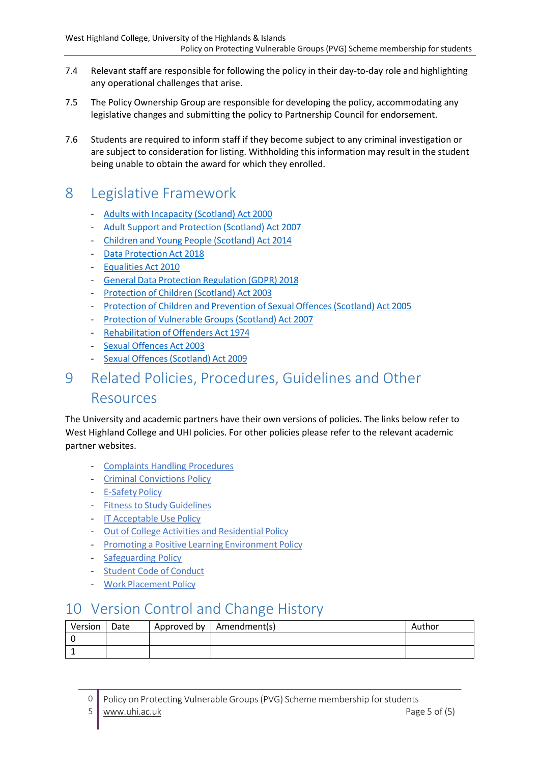7.4 Relevant staff are responsible for following the policy in their day-to-day role and highlighting any operational challenges that arise.

7.5 The Policy Ownership Group are responsible for developing the policy, accommodating any legislative changes and submitting the policy to Partnership Council for endorsement.

7.6 Students are required to inform staff if they become subject to any criminal investigation or are subject to consideration for listing. Withholding this information may result in the student being unable to obtain the award for which they enrolled.

# 8 Legislative Framework

- Adults with Incapacity (Scotland) Act 2000
- Adult Support and Protection (Scotland) Act 2007
- Children and Young People (Scotland) Act 2014
- Data Protection Act 2018
- Equalities Act 2010
- General Data Protection Regulation (GDPR) 2018
- Protection of Children (Scotland) Act 2003
- Protection of Children and Prevention of Sexual Offences (Scotland) Act 2005
- Protection of Vulnerable Groups (Scotland) Act 2007
- Rehabilitation of Offenders Act 1974
- Sexual Offences Act 2003
- Sexual Offences (Scotland) Act 2009

# 9 Related Policies, Procedures, Guidelines and Other Resources

The University and academic partners have their own versions of policies. The links below refer to West Highland College and UHI policies. For other policies please refer to the relevant academic partner websites.

- Complaints Handling Procedures
- Criminal Convictions Policy
- E-Safety Policy
- Fitness to Study Guidelines
- IT Acceptable Use Policy
- Out of College Activities and Residential Policy
- Promoting a Positive Learning Environment Policy
- Safeguarding Policy
- Student Code of Conduct
- Work Placement Policy

# 10 Version Control and Change History

| Version | Date | Approved by | Amendment(s) | Author |
|---|---|---|---|---|
| 0 | | | | |
| 1 | | | | |